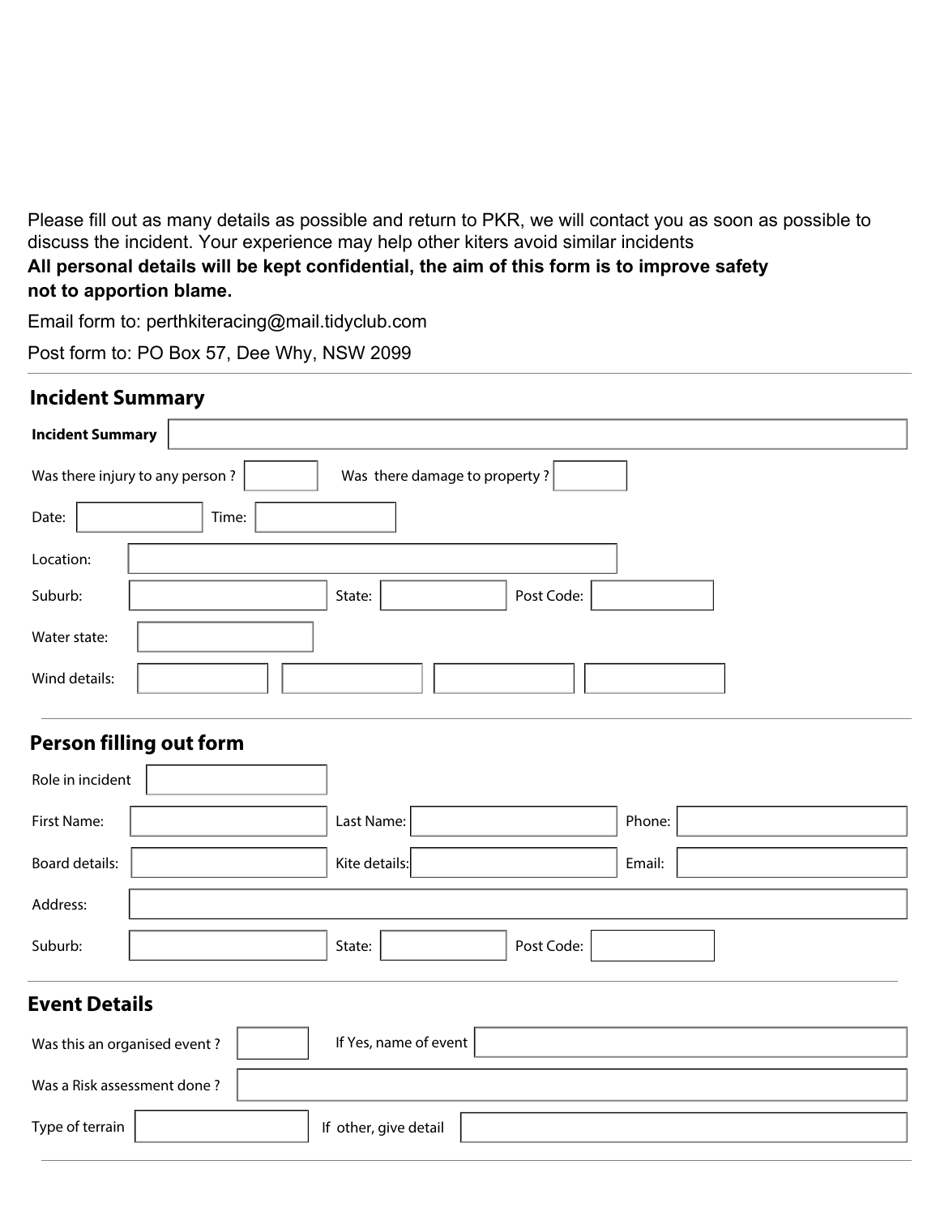Please fill out as many details as possible and return to PKR, we will contact you as soon as possible to discuss the incident. Your experience may help other kiters avoid similar incidents

**All personal details will be kept confidential, the aim of this form is to improve safety not to apportion blame.**

Email form to: perthkiteracing@mail.tidyclub.com

Post form to: PO Box 57, Dee Why, NSW 2099

## Incident Summary

**Incident Summary** \_\_\_\_\_\_\_\_\_\_

Was there injury to any person ? \_\_\_\_\_\_\_\_\_\_ Was there damage to property ? \_\_\_\_\_\_\_\_\_\_

Date: \_\_\_\_\_\_\_\_\_\_ Time: \_\_\_\_\_\_\_\_\_\_

Location: \_\_\_\_\_\_\_\_\_\_

Suburb: \_\_\_\_\_\_\_\_\_\_ State: \_\_\_\_\_\_\_\_\_\_ Post Code: \_\_\_\_\_\_\_\_\_\_

Water state: \_\_\_\_\_\_\_\_\_\_

Wind details: \_\_\_\_\_\_\_\_\_\_ \_\_\_\_\_\_\_\_\_\_ \_\_\_\_\_\_\_\_\_\_ \_\_\_\_\_\_\_\_\_\_

## Person filling out form

Role in incident \_\_\_\_\_\_\_\_\_\_

First Name: \_\_\_\_\_\_\_\_\_\_ Last Name: \_\_\_\_\_\_\_\_\_\_ Phone: \_\_\_\_\_\_\_\_\_\_

Board details: \_\_\_\_\_\_\_\_\_\_ Kite details: \_\_\_\_\_\_\_\_\_\_ Email: \_\_\_\_\_\_\_\_\_\_

Address: \_\_\_\_\_\_\_\_\_\_

Suburb: \_\_\_\_\_\_\_\_\_\_ State: \_\_\_\_\_\_\_\_\_\_ Post Code: \_\_\_\_\_\_\_\_\_\_

## Event Details

Was this an organised event ? \_\_\_\_\_\_\_\_\_\_ If Yes, name of event \_\_\_\_\_\_\_\_\_\_

Was a Risk assessment done ? \_\_\_\_\_\_\_\_\_\_

Type of terrain \_\_\_\_\_\_\_\_\_\_ If other, give detail \_\_\_\_\_\_\_\_\_\_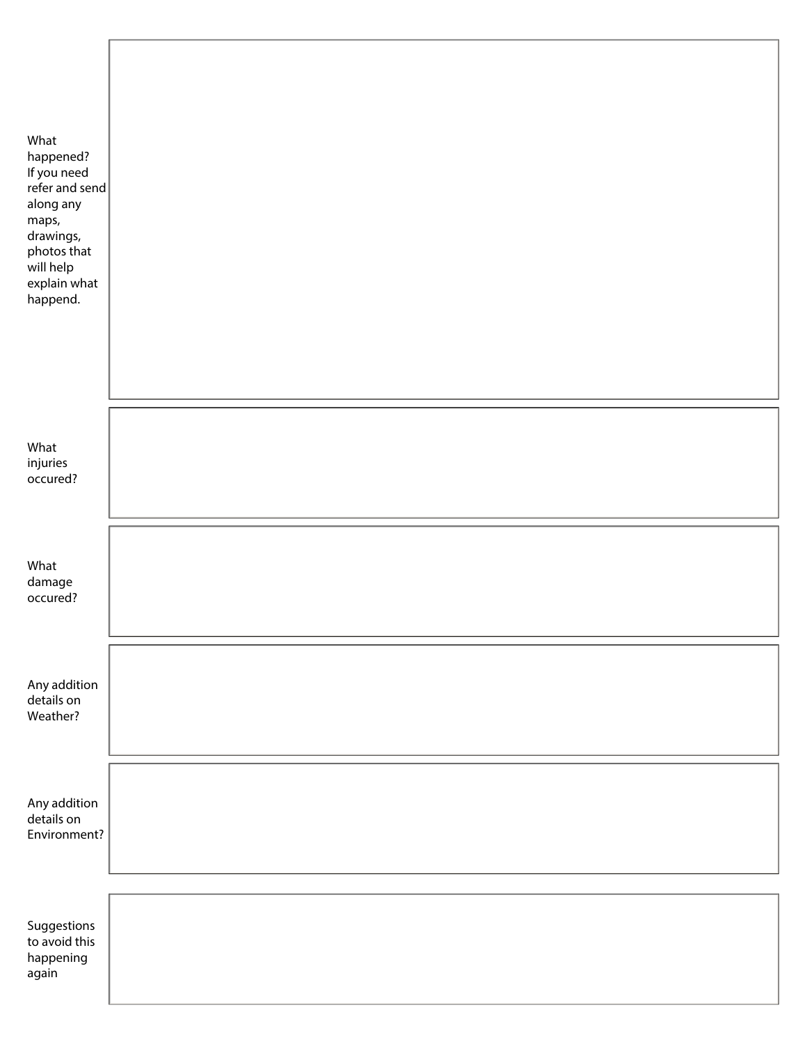| | |
|---|---|
| What happened? If you need refer and send along any maps, drawings, photos that will help explain what happend. | |
| What injuries occured? | |
| What damage occured? | |
| Any addition details on Weather? | |
| Any addition details on Environment? | |
| Suggestions to avoid this happening again | |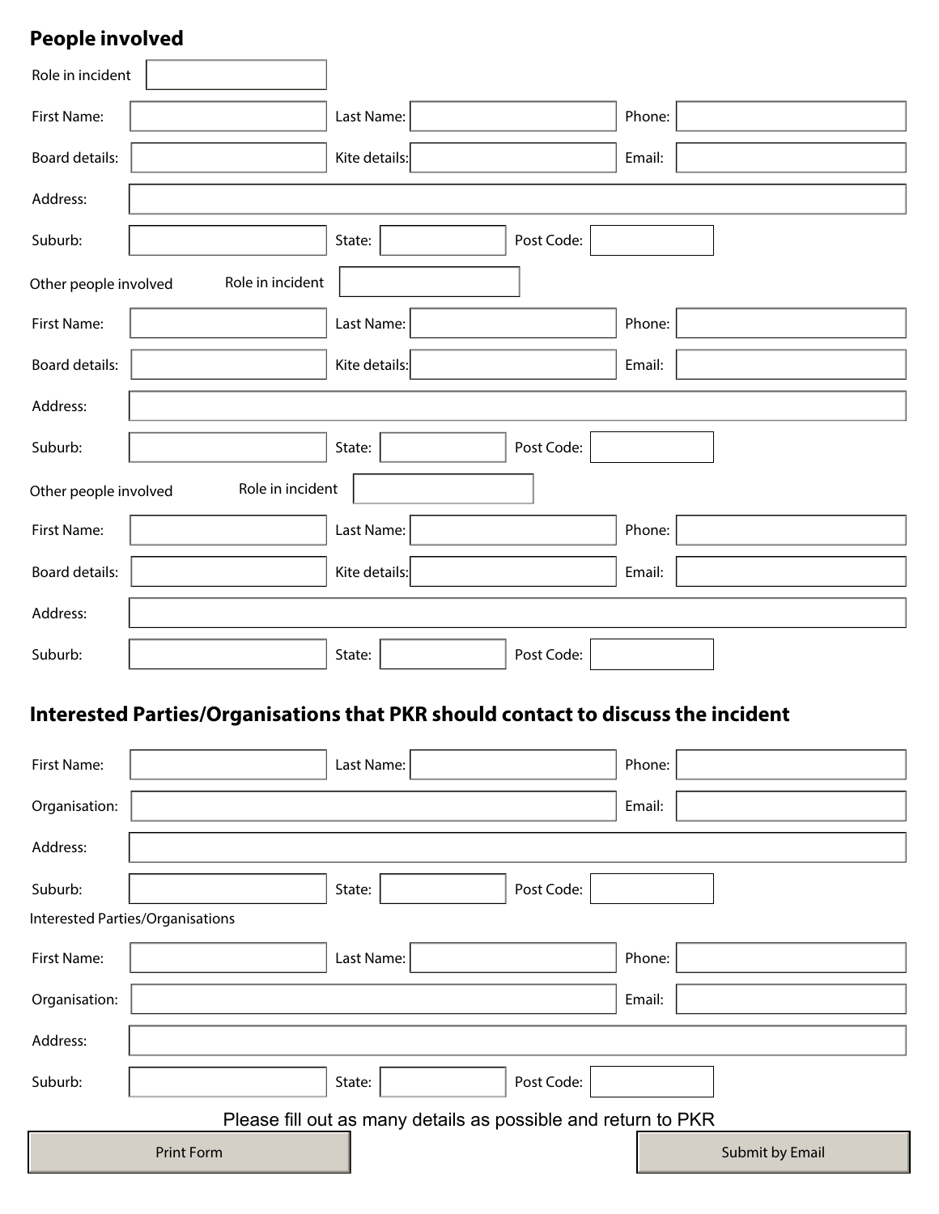## People involved

Role in incident

First Name: Last Name: Phone:

Board details: Kite details: Email:

Address:

Suburb: State: Post Code:

Other people involved Role in incident

First Name: Last Name: Phone:

Board details: Kite details: Email:

Address:

Suburb: State: Post Code:

Other people involved Role in incident

First Name: Last Name: Phone:

Board details: Kite details: Email:

Address:

Suburb: State: Post Code:

## Interested Parties/Organisations that PKR should contact to discuss the incident

First Name: Last Name: Phone:

Organisation: Email:

Address:

Suburb: State: Post Code:

Interested Parties/Organisations

First Name: Last Name: Phone:

Organisation: Email:

Address:

Suburb: State: Post Code:

Please fill out as many details as possible and return to PKR

Print Form

Submit by Email